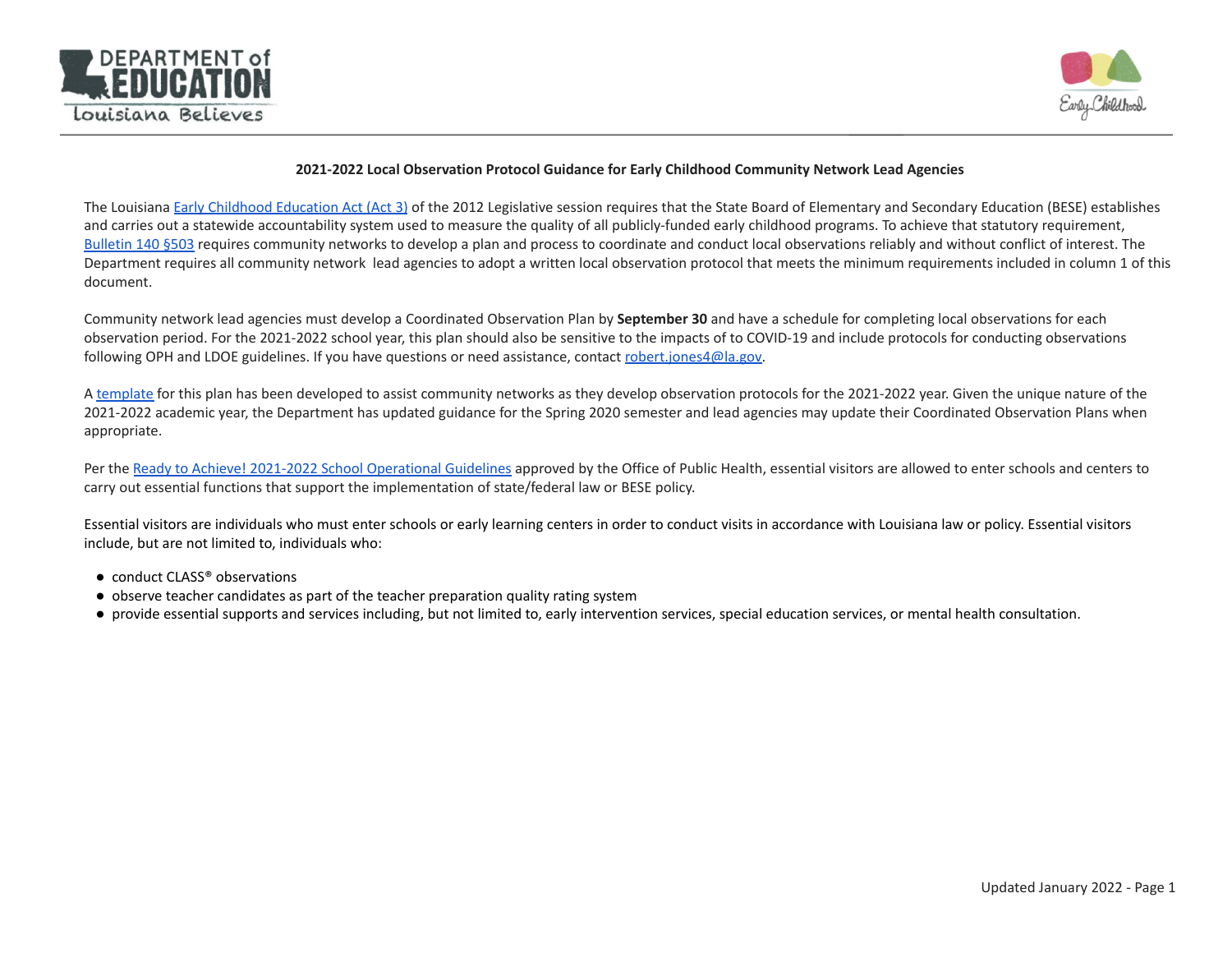**2021-2022 Local Observation Protocol Guidance for Early Childhood Community Network Lead Agencies**

The Louisiana Early Childhood Education Act (Act 3) of the 2012 Legislative session requires that the State Board of Elementary and Secondary Education (BESE) establishes and carries out a statewide accountability system used to measure the quality of all publicly-funded early childhood programs. To achieve that statutory requirement, Bulletin 140 §503 requires community networks to develop a plan and process to coordinate and conduct local observations reliably and without conflict of interest. The Department requires all community network lead agencies to adopt a written local observation protocol that meets the minimum requirements included in column 1 of this document.

Community network lead agencies must develop a Coordinated Observation Plan by **September 30** and have a schedule for completing local observations for each observation period. For the 2021-2022 school year, this plan should also be sensitive to the impacts of to COVID-19 and include protocols for conducting observations following OPH and LDOE guidelines. If you have questions or need assistance, contact robert.jones4@la.gov.

A template for this plan has been developed to assist community networks as they develop observation protocols for the 2021-2022 year. Given the unique nature of the 2021-2022 academic year, the Department has updated guidance for the Spring 2020 semester and lead agencies may update their Coordinated Observation Plans when appropriate.

Per the Ready to Achieve! 2021-2022 School Operational Guidelines approved by the Office of Public Health, essential visitors are allowed to enter schools and centers to carry out essential functions that support the implementation of state/federal law or BESE policy.

Essential visitors are individuals who must enter schools or early learning centers in order to conduct visits in accordance with Louisiana law or policy. Essential visitors include, but are not limited to, individuals who:

- conduct CLASS® observations
- observe teacher candidates as part of the teacher preparation quality rating system
- provide essential supports and services including, but not limited to, early intervention services, special education services, or mental health consultation.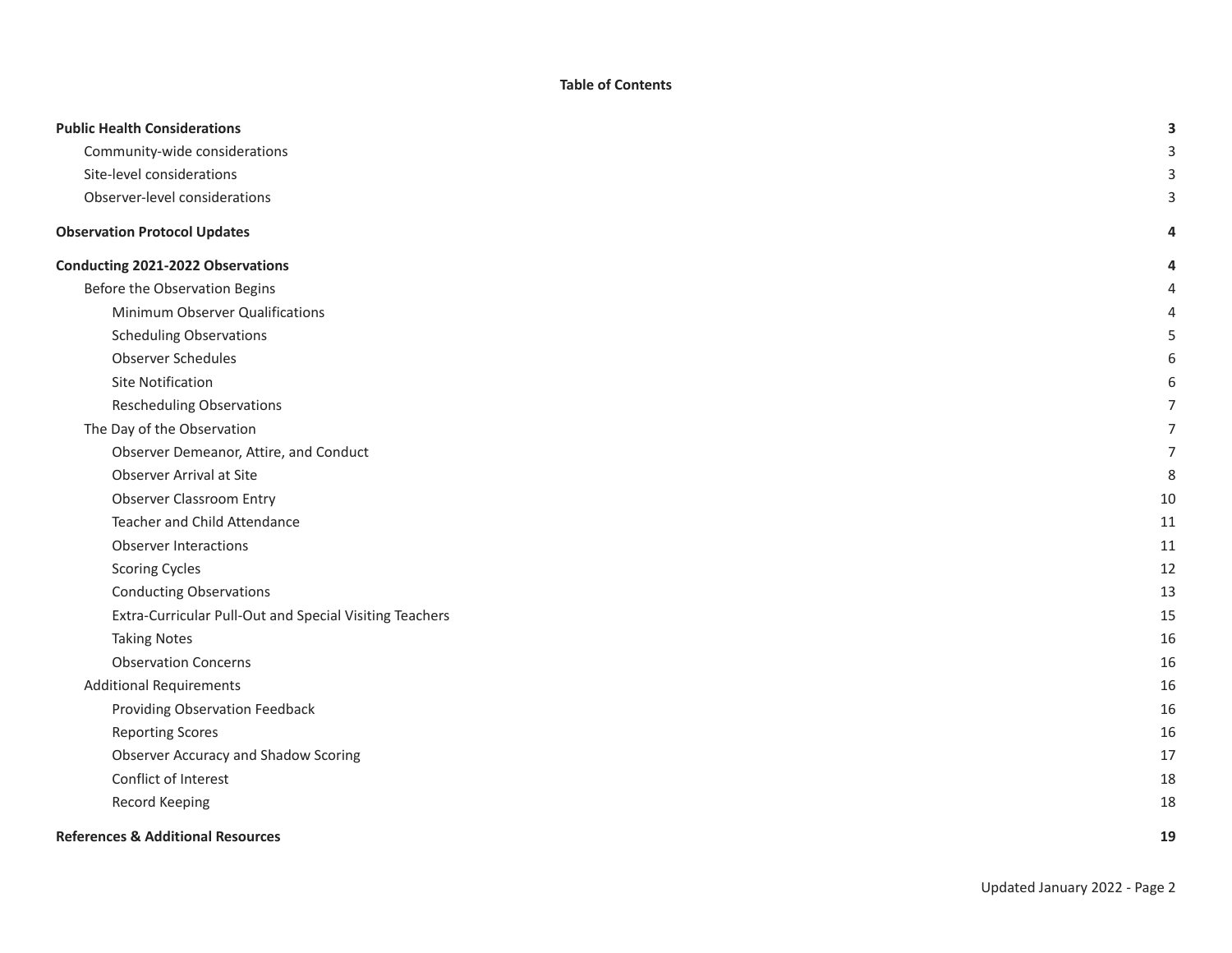**Table of Contents**

| | |
|---|---|
| **Public Health Considerations** | **3** |
| Community-wide considerations | 3 |
| Site-level considerations | 3 |
| Observer-level considerations | 3 |
| **Observation Protocol Updates** | **4** |
| **Conducting 2021-2022 Observations** | **4** |
| Before the Observation Begins | 4 |
| Minimum Observer Qualifications | 4 |
| Scheduling Observations | 5 |
| Observer Schedules | 6 |
| Site Notification | 6 |
| Rescheduling Observations | 7 |
| The Day of the Observation | 7 |
| Observer Demeanor, Attire, and Conduct | 7 |
| Observer Arrival at Site | 8 |
| Observer Classroom Entry | 10 |
| Teacher and Child Attendance | 11 |
| Observer Interactions | 11 |
| Scoring Cycles | 12 |
| Conducting Observations | 13 |
| Extra-Curricular Pull-Out and Special Visiting Teachers | 15 |
| Taking Notes | 16 |
| Observation Concerns | 16 |
| Additional Requirements | 16 |
| Providing Observation Feedback | 16 |
| Reporting Scores | 16 |
| Observer Accuracy and Shadow Scoring | 17 |
| Conflict of Interest | 18 |
| Record Keeping | 18 |
| **References & Additional Resources** | **19** |

Updated January 2022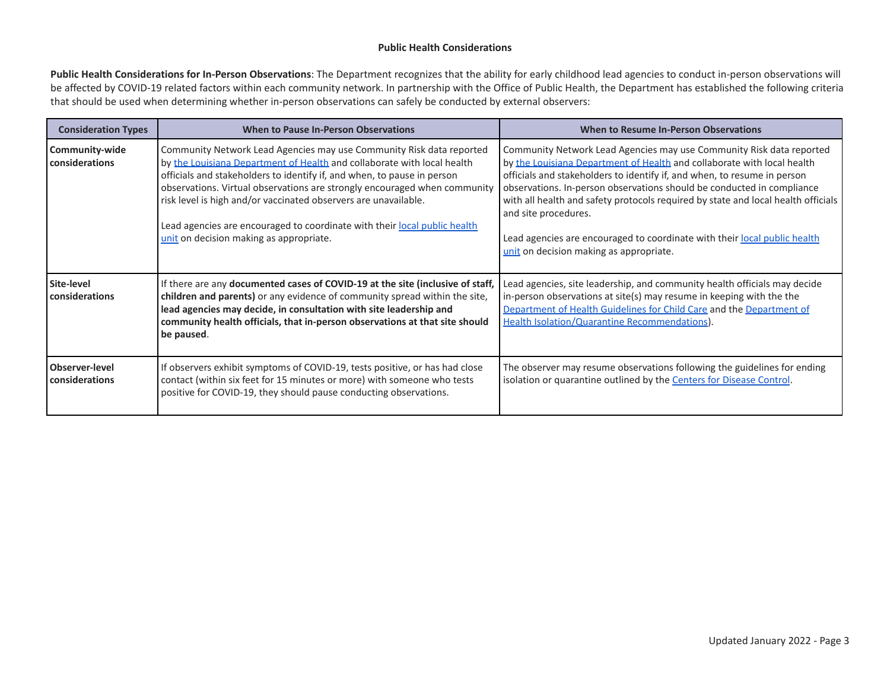## Public Health Considerations

**Public Health Considerations for In-Person Observations**: The Department recognizes that the ability for early childhood lead agencies to conduct in-person observations will be affected by COVID-19 related factors within each community network. In partnership with the Office of Public Health, the Department has established the following criteria that should be used when determining whether in-person observations can safely be conducted by external observers:

| Consideration Types | When to Pause In-Person Observations | When to Resume In-Person Observations |
|---|---|---|
| **Community-wide considerations** | Community Network Lead Agencies may use Community Risk data reported by the Louisiana Department of Health and collaborate with local health officials and stakeholders to identify if, and when, to pause in person observations. Virtual observations are strongly encouraged when community risk level is high and/or vaccinated observers are unavailable.<br><br>Lead agencies are encouraged to coordinate with their local public health unit on decision making as appropriate. | Community Network Lead Agencies may use Community Risk data reported by the Louisiana Department of Health and collaborate with local health officials and stakeholders to identify if, and when, to resume in person observations. In-person observations should be conducted in compliance with all health and safety protocols required by state and local health officials and site procedures.<br><br>Lead agencies are encouraged to coordinate with their local public health unit on decision making as appropriate. |
| **Site-level considerations** | If there are any **documented cases of COVID-19 at the site (inclusive of staff, children and parents)** or any evidence of community spread within the site, **lead agencies may decide, in consultation with site leadership and community health officials, that in-person observations at that site should be paused**. | Lead agencies, site leadership, and community health officials may decide in-person observations at site(s) may resume in keeping with the the Department of Health Guidelines for Child Care and the Department of Health Isolation/Quarantine Recommendations). |
| **Observer-level considerations** | If observers exhibit symptoms of COVID-19, tests positive, or has had close contact (within six feet for 15 minutes or more) with someone who tests positive for COVID-19, they should pause conducting observations. | The observer may resume observations following the guidelines for ending isolation or quarantine outlined by the Centers for Disease Control. |

Updated January 2022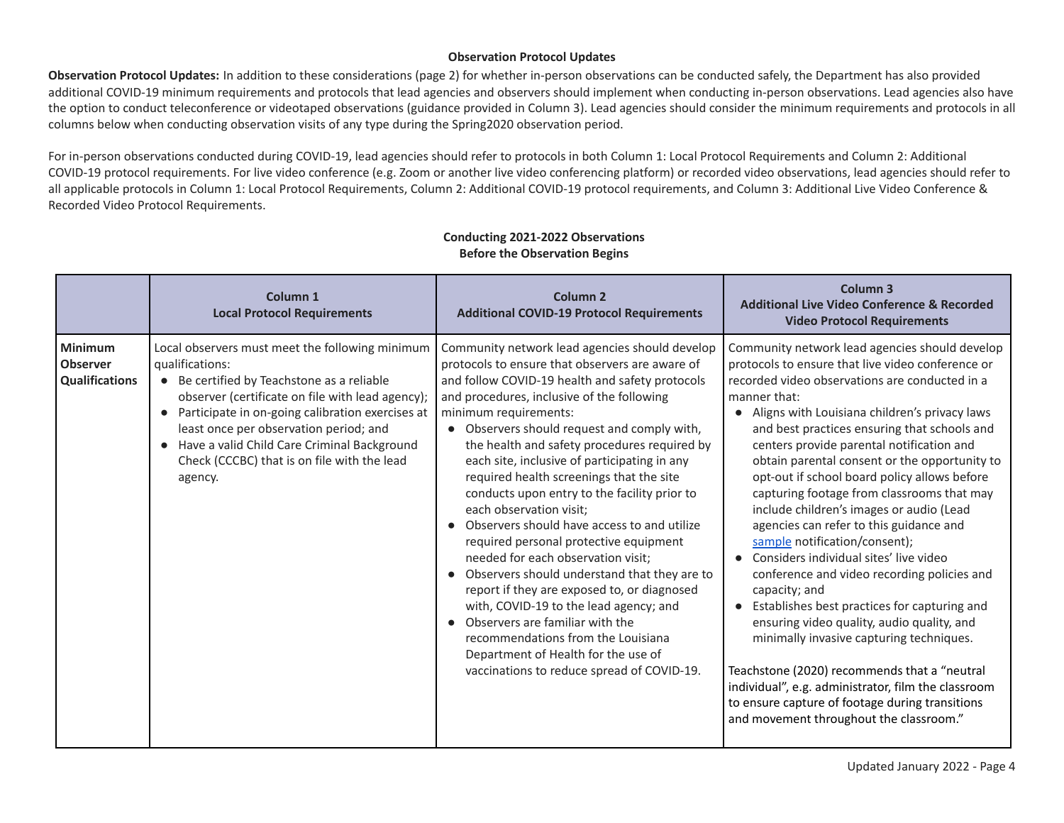### Observation Protocol Updates

**Observation Protocol Updates:** In addition to these considerations (page 2) for whether in-person observations can be conducted safely, the Department has also provided additional COVID-19 minimum requirements and protocols that lead agencies and observers should implement when conducting in-person observations. Lead agencies also have the option to conduct teleconference or videotaped observations (guidance provided in Column 3). Lead agencies should consider the minimum requirements and protocols in all columns below when conducting observation visits of any type during the Spring2020 observation period.

For in-person observations conducted during COVID-19, lead agencies should refer to protocols in both Column 1: Local Protocol Requirements and Column 2: Additional COVID-19 protocol requirements. For live video conference (e.g. Zoom or another live video conferencing platform) or recorded video observations, lead agencies should refer to all applicable protocols in Column 1: Local Protocol Requirements, Column 2: Additional COVID-19 protocol requirements, and Column 3: Additional Live Video Conference & Recorded Video Protocol Requirements.

### Conducting 2021-2022 Observations
### Before the Observation Begins

| | Column 1<br>Local Protocol Requirements | Column 2<br>Additional COVID-19 Protocol Requirements | Column 3<br>Additional Live Video Conference & Recorded Video Protocol Requirements |
|---|---|---|---|
| **Minimum Observer Qualifications** | Local observers must meet the following minimum qualifications:<br>● Be certified by Teachstone as a reliable observer (certificate on file with lead agency);<br>● Participate in on-going calibration exercises at least once per observation period; and<br>● Have a valid Child Care Criminal Background Check (CCCBC) that is on file with the lead agency. | Community network lead agencies should develop protocols to ensure that observers are aware of and follow COVID-19 health and safety protocols and procedures, inclusive of the following minimum requirements:<br>● Observers should request and comply with, the health and safety procedures required by each site, inclusive of participating in any required health screenings that the site conducts upon entry to the facility prior to each observation visit;<br>● Observers should have access to and utilize required personal protective equipment needed for each observation visit;<br>● Observers should understand that they are to report if they are exposed to, or diagnosed with, COVID-19 to the lead agency; and<br>● Observers are familiar with the recommendations from the Louisiana Department of Health for the use of vaccinations to reduce spread of COVID-19. | Community network lead agencies should develop protocols to ensure that live video conference or recorded video observations are conducted in a manner that:<br>● Aligns with Louisiana children's privacy laws and best practices ensuring that schools and centers provide parental notification and obtain parental consent or the opportunity to opt-out if school board policy allows before capturing footage from classrooms that may include children's images or audio (Lead agencies can refer to this guidance and sample notification/consent);<br>● Considers individual sites' live video conference and video recording policies and capacity; and<br>● Establishes best practices for capturing and ensuring video quality, audio quality, and minimally invasive capturing techniques.<br><br>Teachstone (2020) recommends that a "neutral individual", e.g. administrator, film the classroom to ensure capture of footage during transitions and movement throughout the classroom." |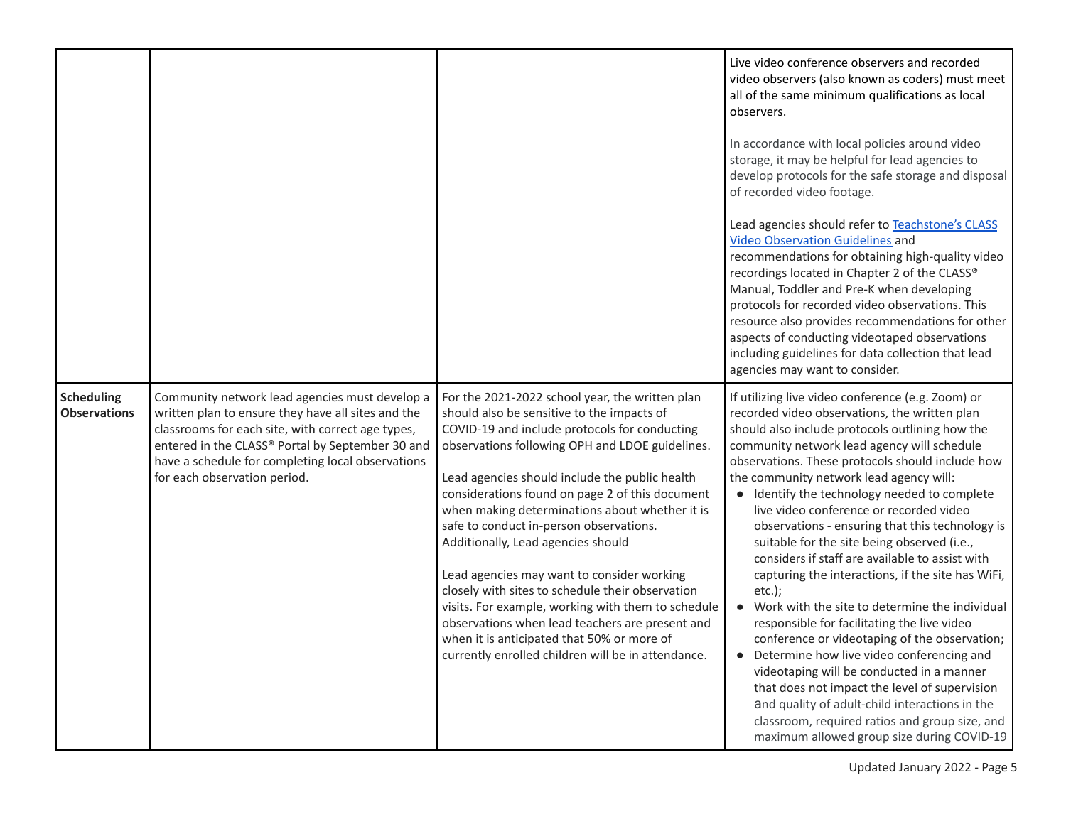| | | | |
|---|---|---|---|
| | | | Live video conference observers and recorded video observers (also known as coders) must meet all of the same minimum qualifications as local observers.<br><br>In accordance with local policies around video storage, it may be helpful for lead agencies to develop protocols for the safe storage and disposal of recorded video footage.<br><br>Lead agencies should refer to [Teachstone's CLASS Video Observation Guidelines] and recommendations for obtaining high-quality video recordings located in Chapter 2 of the CLASS® Manual, Toddler and Pre-K when developing protocols for recorded video observations. This resource also provides recommendations for other aspects of conducting videotaped observations including guidelines for data collection that lead agencies may want to consider. |
| **Scheduling Observations** | Community network lead agencies must develop a written plan to ensure they have all sites and the classrooms for each site, with correct age types, entered in the CLASS® Portal by September 30 and have a schedule for completing local observations for each observation period. | For the 2021-2022 school year, the written plan should also be sensitive to the impacts of COVID-19 and include protocols for conducting observations following OPH and LDOE guidelines.<br><br>Lead agencies should include the public health considerations found on page 2 of this document when making determinations about whether it is safe to conduct in-person observations. Additionally, Lead agencies should<br><br>Lead agencies may want to consider working closely with sites to schedule their observation visits. For example, working with them to schedule observations when lead teachers are present and when it is anticipated that 50% or more of currently enrolled children will be in attendance. | If utilizing live video conference (e.g. Zoom) or recorded video observations, the written plan should also include protocols outlining how the community network lead agency will schedule observations. These protocols should include how the community network lead agency will:<br>• Identify the technology needed to complete live video conference or recorded video observations - ensuring that this technology is suitable for the site being observed (i.e., considers if staff are available to assist with capturing the interactions, if the site has WiFi, etc.);<br>• Work with the site to determine the individual responsible for facilitating the live video conference or videotaping of the observation;<br>• Determine how live video conferencing and videotaping will be conducted in a manner that does not impact the level of supervision and quality of adult-child interactions in the classroom, required ratios and group size, and maximum allowed group size during COVID-19 |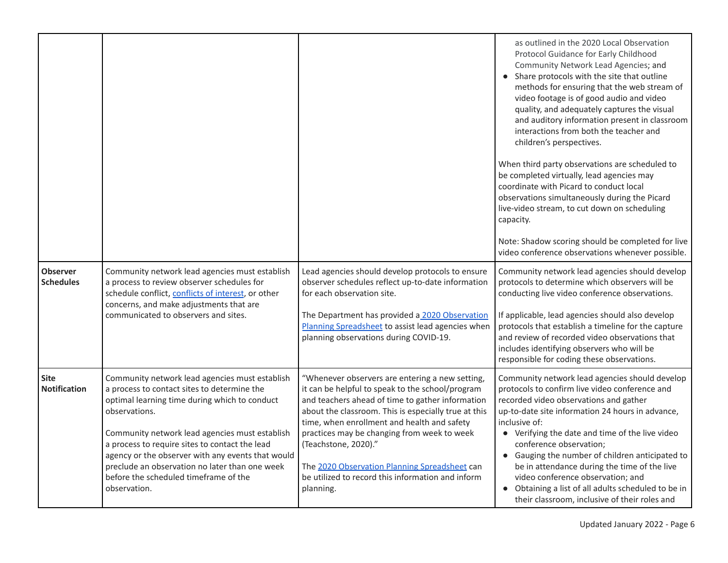| | | | |
|---|---|---|---|
| | | | as outlined in the 2020 Local Observation Protocol Guidance for Early Childhood Community Network Lead Agencies; and<br>● Share protocols with the site that outline methods for ensuring that the web stream of video footage is of good audio and video quality, and adequately captures the visual and auditory information present in classroom interactions from both the teacher and children's perspectives.<br><br>When third party observations are scheduled to be completed virtually, lead agencies may coordinate with Picard to conduct local observations simultaneously during the Picard live-video stream, to cut down on scheduling capacity.<br><br>Note: Shadow scoring should be completed for live video conference observations whenever possible. |
| **Observer Schedules** | Community network lead agencies must establish a process to review observer schedules for schedule conflict, [conflicts of interest](), or other concerns, and make adjustments that are communicated to observers and sites. | Lead agencies should develop protocols to ensure observer schedules reflect up-to-date information for each observation site.<br><br>The Department has provided a [2020 Observation Planning Spreadsheet]() to assist lead agencies when planning observations during COVID-19. | Community network lead agencies should develop protocols to determine which observers will be conducting live video conference observations.<br><br>If applicable, lead agencies should also develop protocols that establish a timeline for the capture and review of recorded video observations that includes identifying observers who will be responsible for coding these observations. |
| **Site Notification** | Community network lead agencies must establish a process to contact sites to determine the optimal learning time during which to conduct observations.<br><br>Community network lead agencies must establish a process to require sites to contact the lead agency or the observer with any events that would preclude an observation no later than one week before the scheduled timeframe of the observation. | "Whenever observers are entering a new setting, it can be helpful to speak to the school/program and teachers ahead of time to gather information about the classroom. This is especially true at this time, when enrollment and health and safety practices may be changing from week to week (Teachstone, 2020)."<br><br>The [2020 Observation Planning Spreadsheet]() can be utilized to record this information and inform planning. | Community network lead agencies should develop protocols to confirm live video conference and recorded video observations and gather up-to-date site information 24 hours in advance, inclusive of:<br>● Verifying the date and time of the live video conference observation;<br>● Gauging the number of children anticipated to be in attendance during the time of the live video conference observation; and<br>● Obtaining a list of all adults scheduled to be in their classroom, inclusive of their roles and |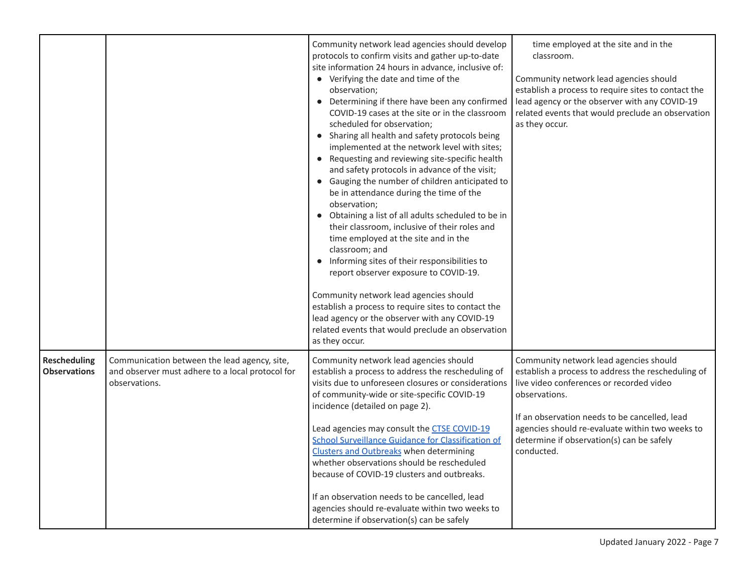| | | | |
|---|---|---|---|
| | | Community network lead agencies should develop protocols to confirm visits and gather up-to-date site information 24 hours in advance, inclusive of:<br>• Verifying the date and time of the observation;<br>• Determining if there have been any confirmed COVID-19 cases at the site or in the classroom scheduled for observation;<br>• Sharing all health and safety protocols being implemented at the network level with sites;<br>• Requesting and reviewing site-specific health and safety protocols in advance of the visit;<br>• Gauging the number of children anticipated to be in attendance during the time of the observation;<br>• Obtaining a list of all adults scheduled to be in their classroom, inclusive of their roles and time employed at the site and in the classroom; and<br>• Informing sites of their responsibilities to report observer exposure to COVID-19.<br><br>Community network lead agencies should establish a process to require sites to contact the lead agency or the observer with any COVID-19 related events that would preclude an observation as they occur. | time employed at the site and in the classroom.<br><br>Community network lead agencies should establish a process to require sites to contact the lead agency or the observer with any COVID-19 related events that would preclude an observation as they occur. |
| **Rescheduling Observations** | Communication between the lead agency, site, and observer must adhere to a local protocol for observations. | Community network lead agencies should establish a process to address the rescheduling of visits due to unforeseen closures or considerations of community-wide or site-specific COVID-19 incidence (detailed on page 2).<br><br>Lead agencies may consult the [CTSE COVID-19 School Surveillance Guidance for Classification of Clusters and Outbreaks]() when determining whether observations should be rescheduled because of COVID-19 clusters and outbreaks.<br><br>If an observation needs to be cancelled, lead agencies should re-evaluate within two weeks to determine if observation(s) can be safely | Community network lead agencies should establish a process to address the rescheduling of live video conferences or recorded video observations.<br><br>If an observation needs to be cancelled, lead agencies should re-evaluate within two weeks to determine if observation(s) can be safely conducted. |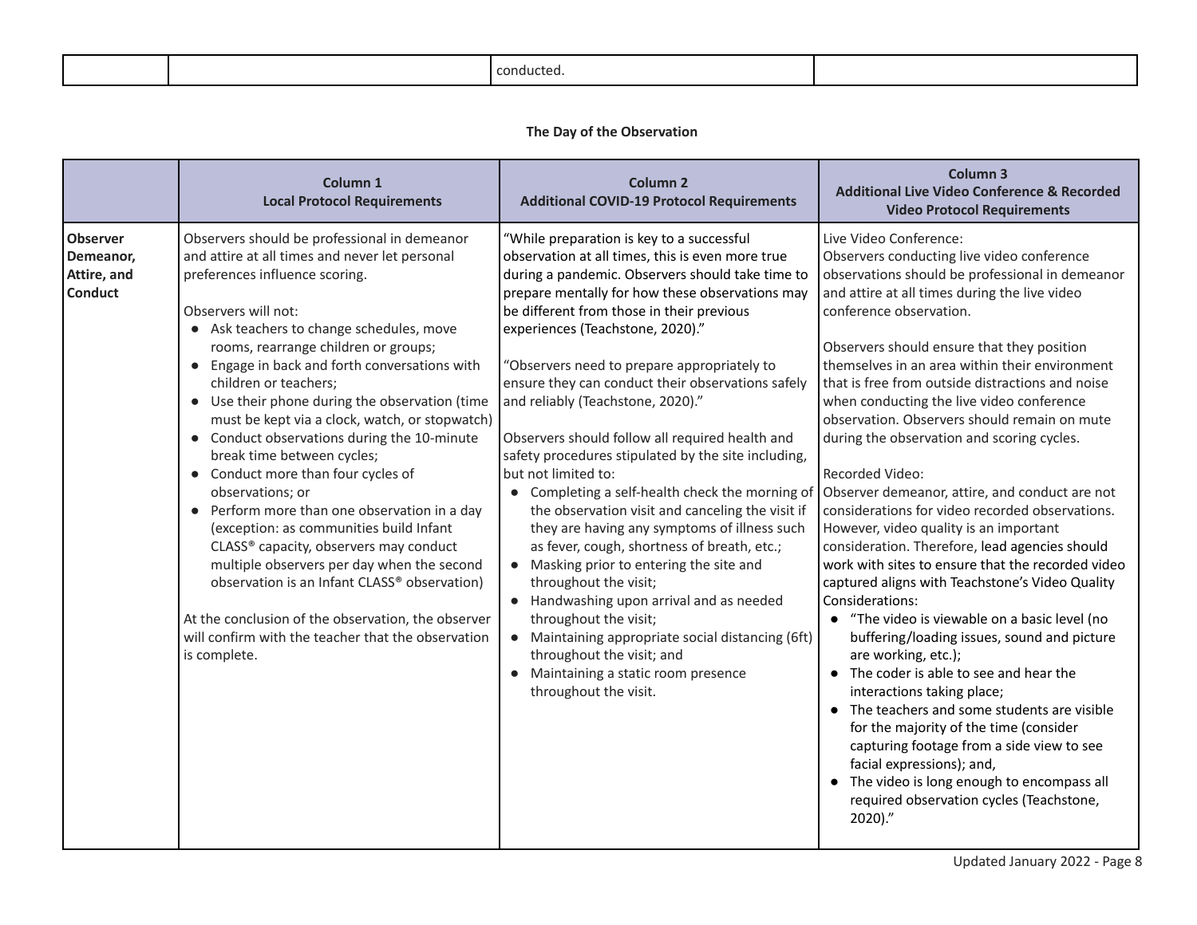| | | conducted. | |
|---|---|---|---|

**The Day of the Observation**

| | Column 1<br>Local Protocol Requirements | Column 2<br>Additional COVID-19 Protocol Requirements | Column 3<br>Additional Live Video Conference & Recorded Video Protocol Requirements |
|---|---|---|---|
| **Observer Demeanor, Attire, and Conduct** | Observers should be professional in demeanor and attire at all times and never let personal preferences influence scoring.<br><br>Observers will not:<br>● Ask teachers to change schedules, move rooms, rearrange children or groups;<br>● Engage in back and forth conversations with children or teachers;<br>● Use their phone during the observation (time must be kept via a clock, watch, or stopwatch)<br>● Conduct observations during the 10-minute break time between cycles;<br>● Conduct more than four cycles of observations; or<br>● Perform more than one observation in a day (exception: as communities build Infant CLASS® capacity, observers may conduct multiple observers per day when the second observation is an Infant CLASS® observation)<br><br>At the conclusion of the observation, the observer will confirm with the teacher that the observation is complete. | "While preparation is key to a successful observation at all times, this is even more true during a pandemic. Observers should take time to prepare mentally for how these observations may be different from those in their previous experiences (Teachstone, 2020)."<br><br>"Observers need to prepare appropriately to ensure they can conduct their observations safely and reliably (Teachstone, 2020)."<br><br>Observers should follow all required health and safety procedures stipulated by the site including, but not limited to:<br>● Completing a self-health check the morning of the observation visit and canceling the visit if they are having any symptoms of illness such as fever, cough, shortness of breath, etc.;<br>● Masking prior to entering the site and throughout the visit;<br>● Handwashing upon arrival and as needed throughout the visit;<br>● Maintaining appropriate social distancing (6ft) throughout the visit; and<br>● Maintaining a static room presence throughout the visit. | Live Video Conference:<br>Observers conducting live video conference observations should be professional in demeanor and attire at all times during the live video conference observation.<br><br>Observers should ensure that they position themselves in an area within their environment that is free from outside distractions and noise when conducting the live video conference observation. Observers should remain on mute during the observation and scoring cycles.<br><br>Recorded Video:<br>Observer demeanor, attire, and conduct are not considerations for video recorded observations. However, video quality is an important consideration. Therefore, lead agencies should work with sites to ensure that the recorded video captured aligns with Teachstone's Video Quality Considerations:<br>● "The video is viewable on a basic level (no buffering/loading issues, sound and picture are working, etc.);<br>● The coder is able to see and hear the interactions taking place;<br>● The teachers and some students are visible for the majority of the time (consider capturing footage from a side view to see facial expressions); and,<br>● The video is long enough to encompass all required observation cycles (Teachstone, 2020)." |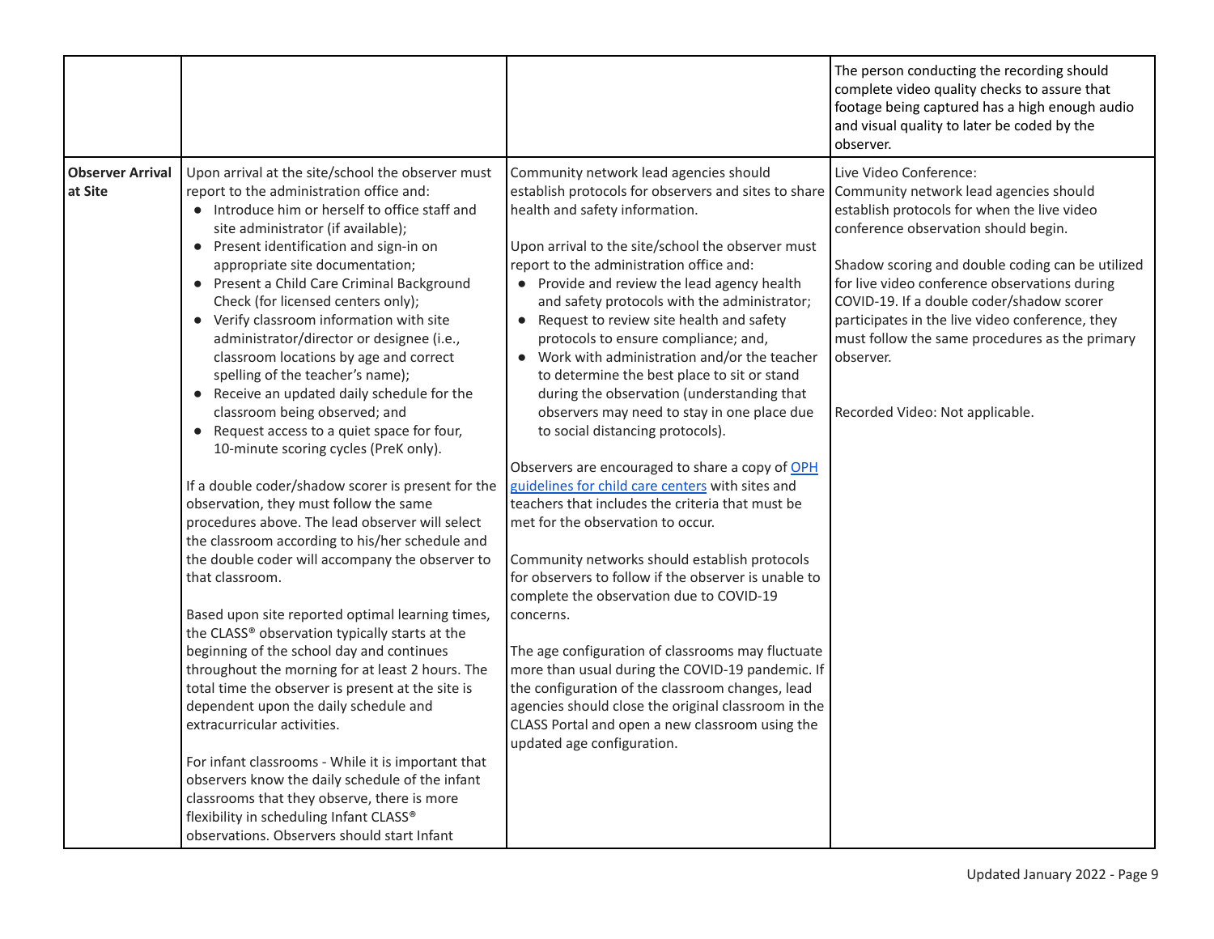| | | | |
|---|---|---|---|
| | | | The person conducting the recording should complete video quality checks to assure that footage being captured has a high enough audio and visual quality to later be coded by the observer. |
| **Observer Arrival at Site** | Upon arrival at the site/school the observer must report to the administration office and:<br>• Introduce him or herself to office staff and site administrator (if available);<br>• Present identification and sign-in on appropriate site documentation;<br>• Present a Child Care Criminal Background Check (for licensed centers only);<br>• Verify classroom information with site administrator/director or designee (i.e., classroom locations by age and correct spelling of the teacher's name);<br>• Receive an updated daily schedule for the classroom being observed; and<br>• Request access to a quiet space for four, 10-minute scoring cycles (PreK only).<br><br>If a double coder/shadow scorer is present for the observation, they must follow the same procedures above. The lead observer will select the classroom according to his/her schedule and the double coder will accompany the observer to that classroom.<br><br>Based upon site reported optimal learning times, the CLASS® observation typically starts at the beginning of the school day and continues throughout the morning for at least 2 hours. The total time the observer is present at the site is dependent upon the daily schedule and extracurricular activities.<br><br>For infant classrooms - While it is important that observers know the daily schedule of the infant classrooms that they observe, there is more flexibility in scheduling Infant CLASS® observations. Observers should start Infant | Community network lead agencies should establish protocols for observers and sites to share health and safety information.<br><br>Upon arrival to the site/school the observer must report to the administration office and:<br>• Provide and review the lead agency health and safety protocols with the administrator;<br>• Request to review site health and safety protocols to ensure compliance; and,<br>• Work with administration and/or the teacher to determine the best place to sit or stand during the observation (understanding that observers may need to stay in one place due to social distancing protocols).<br><br>Observers are encouraged to share a copy of [OPH guidelines for child care centers] with sites and teachers that includes the criteria that must be met for the observation to occur.<br><br>Community networks should establish protocols for observers to follow if the observer is unable to complete the observation due to COVID-19 concerns.<br><br>The age configuration of classrooms may fluctuate more than usual during the COVID-19 pandemic. If the configuration of the classroom changes, lead agencies should close the original classroom in the CLASS Portal and open a new classroom using the updated age configuration. | Live Video Conference:<br>Community network lead agencies should establish protocols for when the live video conference observation should begin.<br><br>Shadow scoring and double coding can be utilized for live video conference observations during COVID-19. If a double coder/shadow scorer participates in the live video conference, they must follow the same procedures as the primary observer.<br><br><br>Recorded Video: Not applicable. |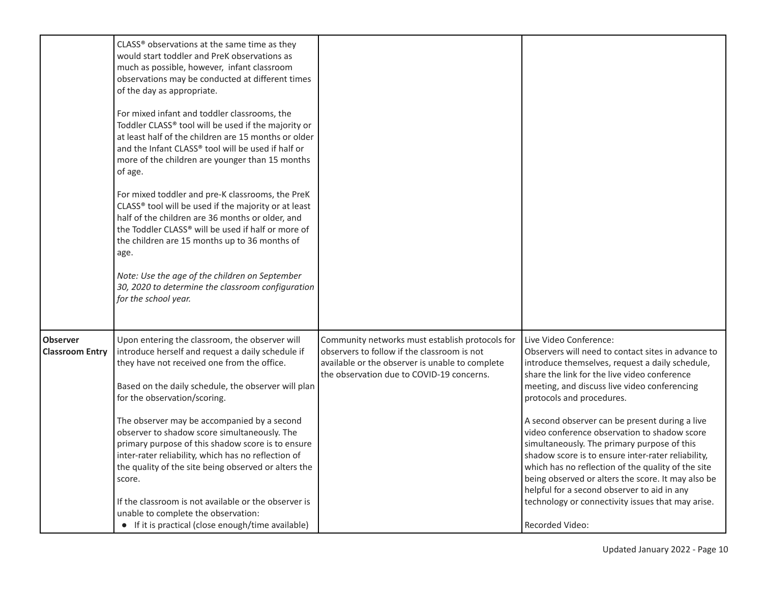| | | | |
|---|---|---|---|
| | CLASS® observations at the same time as they would start toddler and PreK observations as much as possible, however, infant classroom observations may be conducted at different times of the day as appropriate.<br><br>For mixed infant and toddler classrooms, the Toddler CLASS® tool will be used if the majority or at least half of the children are 15 months or older and the Infant CLASS® tool will be used if half or more of the children are younger than 15 months of age.<br><br>For mixed toddler and pre-K classrooms, the PreK CLASS® tool will be used if the majority or at least half of the children are 36 months or older, and the Toddler CLASS® will be used if half or more of the children are 15 months up to 36 months of age.<br><br>*Note: Use the age of the children on September 30, 2020 to determine the classroom configuration for the school year.* | | |
| **Observer Classroom Entry** | Upon entering the classroom, the observer will introduce herself and request a daily schedule if they have not received one from the office.<br><br>Based on the daily schedule, the observer will plan for the observation/scoring.<br><br>The observer may be accompanied by a second observer to shadow score simultaneously. The primary purpose of this shadow score is to ensure inter-rater reliability, which has no reflection of the quality of the site being observed or alters the score.<br><br>If the classroom is not available or the observer is unable to complete the observation:<br>• If it is practical (close enough/time available) | Community networks must establish protocols for observers to follow if the classroom is not available or the observer is unable to complete the observation due to COVID-19 concerns. | Live Video Conference:<br>Observers will need to contact sites in advance to introduce themselves, request a daily schedule, share the link for the live video conference meeting, and discuss live video conferencing protocols and procedures.<br><br>A second observer can be present during a live video conference observation to shadow score simultaneously. The primary purpose of this shadow score is to ensure inter-rater reliability, which has no reflection of the quality of the site being observed or alters the score. It may also be helpful for a second observer to aid in any technology or connectivity issues that may arise.<br><br>Recorded Video: |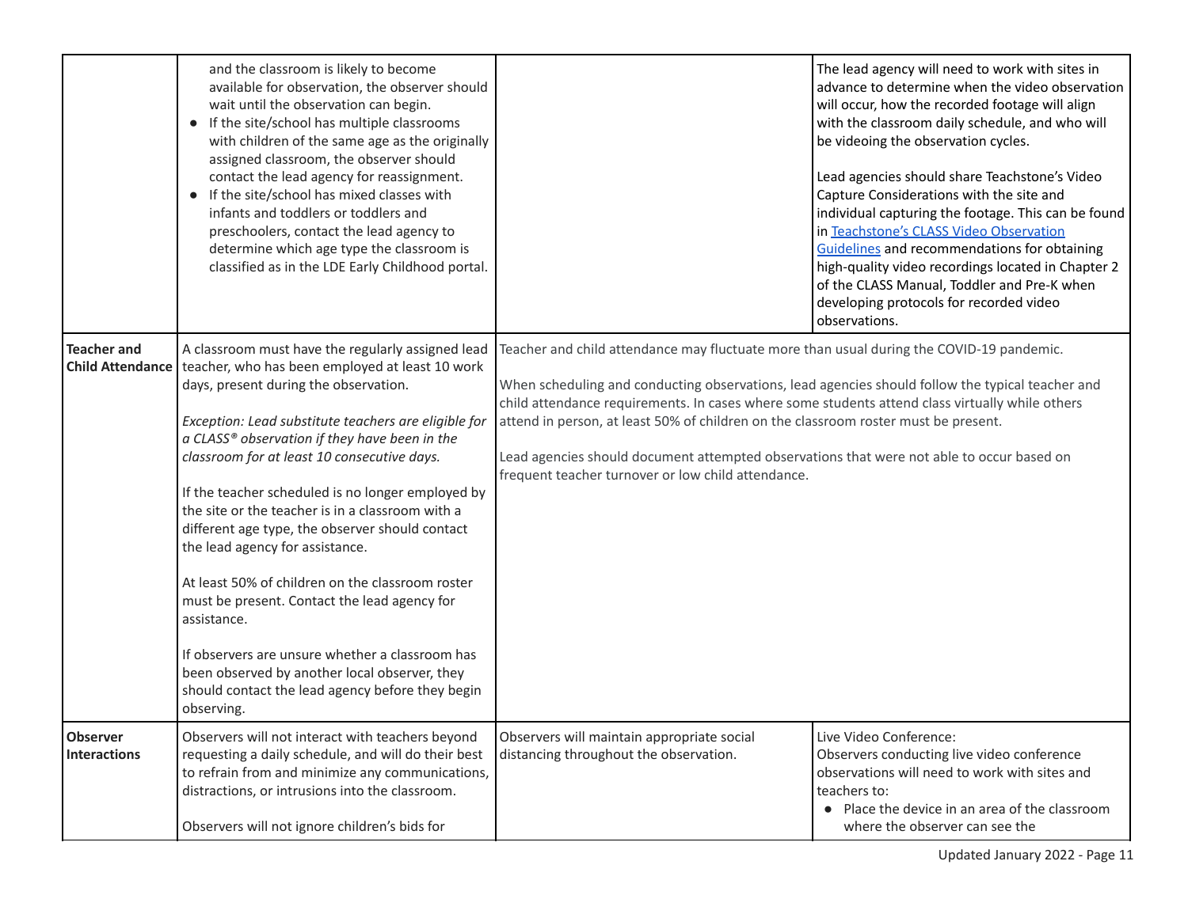| | | | |
|---|---|---|---|
| | and the classroom is likely to become available for observation, the observer should wait until the observation can begin.<br>● If the site/school has multiple classrooms with children of the same age as the originally assigned classroom, the observer should contact the lead agency for reassignment.<br>● If the site/school has mixed classes with infants and toddlers or toddlers and preschoolers, contact the lead agency to determine which age type the classroom is classified as in the LDE Early Childhood portal. | | The lead agency will need to work with sites in advance to determine when the video observation will occur, how the recorded footage will align with the classroom daily schedule, and who will be videoing the observation cycles.<br><br>Lead agencies should share Teachstone's Video Capture Considerations with the site and individual capturing the footage. This can be found in Teachstone's CLASS Video Observation Guidelines and recommendations for obtaining high-quality video recordings located in Chapter 2 of the CLASS Manual, Toddler and Pre-K when developing protocols for recorded video observations. |
| **Teacher and Child Attendance** | A classroom must have the regularly assigned lead teacher, who has been employed at least 10 work days, present during the observation.<br><br>*Exception: Lead substitute teachers are eligible for a CLASS® observation if they have been in the classroom for at least 10 consecutive days.*<br><br>If the teacher scheduled is no longer employed by the site or the teacher is in a classroom with a different age type, the observer should contact the lead agency for assistance.<br><br>At least 50% of children on the classroom roster must be present. Contact the lead agency for assistance.<br><br>If observers are unsure whether a classroom has been observed by another local observer, they should contact the lead agency before they begin observing. | Teacher and child attendance may fluctuate more than usual during the COVID-19 pandemic.<br><br>When scheduling and conducting observations, lead agencies should follow the typical teacher and child attendance requirements. In cases where some students attend class virtually while others attend in person, at least 50% of children on the classroom roster must be present.<br><br>Lead agencies should document attempted observations that were not able to occur based on frequent teacher turnover or low child attendance. | |
| **Observer Interactions** | Observers will not interact with teachers beyond requesting a daily schedule, and will do their best to refrain from and minimize any communications, distractions, or intrusions into the classroom.<br><br>Observers will not ignore children's bids for | Observers will maintain appropriate social distancing throughout the observation. | Live Video Conference:<br>Observers conducting live video conference observations will need to work with sites and teachers to:<br>● Place the device in an area of the classroom where the observer can see the |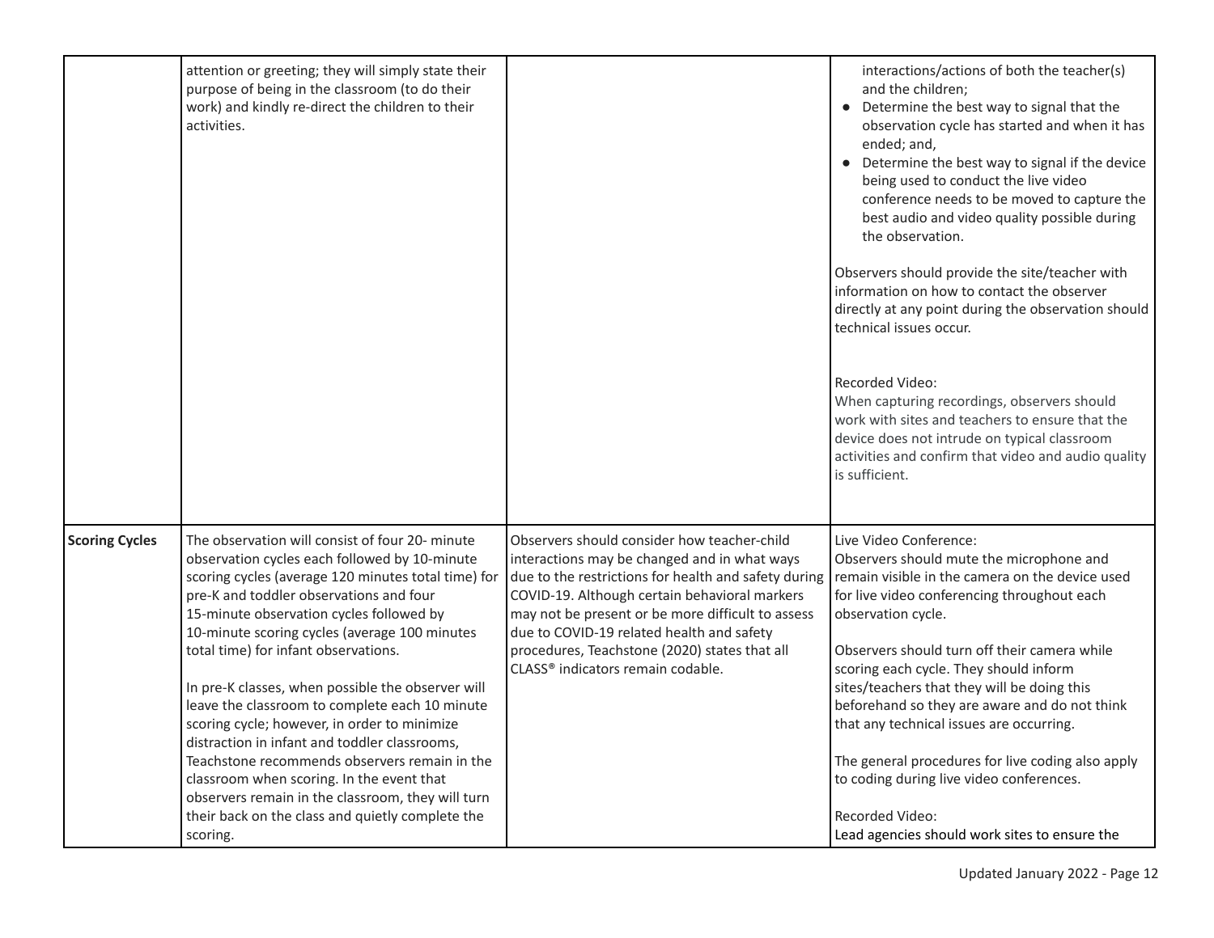| | | | |
|---|---|---|---|
| | attention or greeting; they will simply state their purpose of being in the classroom (to do their work) and kindly re-direct the children to their activities. | | interactions/actions of both the teacher(s) and the children;<br>● Determine the best way to signal that the observation cycle has started and when it has ended; and,<br>● Determine the best way to signal if the device being used to conduct the live video conference needs to be moved to capture the best audio and video quality possible during the observation.<br><br>Observers should provide the site/teacher with information on how to contact the observer directly at any point during the observation should technical issues occur.<br><br>Recorded Video:<br>When capturing recordings, observers should work with sites and teachers to ensure that the device does not intrude on typical classroom activities and confirm that video and audio quality is sufficient. |
| **Scoring Cycles** | The observation will consist of four 20- minute observation cycles each followed by 10-minute scoring cycles (average 120 minutes total time) for pre-K and toddler observations and four 15-minute observation cycles followed by 10-minute scoring cycles (average 100 minutes total time) for infant observations.<br><br>In pre-K classes, when possible the observer will leave the classroom to complete each 10 minute scoring cycle; however, in order to minimize distraction in infant and toddler classrooms, Teachstone recommends observers remain in the classroom when scoring. In the event that observers remain in the classroom, they will turn their back on the class and quietly complete the scoring. | Observers should consider how teacher-child interactions may be changed and in what ways due to the restrictions for health and safety during COVID-19. Although certain behavioral markers may not be present or be more difficult to assess due to COVID-19 related health and safety procedures, Teachstone (2020) states that all CLASS® indicators remain codable. | Live Video Conference:<br>Observers should mute the microphone and remain visible in the camera on the device used for live video conferencing throughout each observation cycle.<br><br>Observers should turn off their camera while scoring each cycle. They should inform sites/teachers that they will be doing this beforehand so they are aware and do not think that any technical issues are occurring.<br><br>The general procedures for live coding also apply to coding during live video conferences.<br><br>Recorded Video:<br>Lead agencies should work sites to ensure the |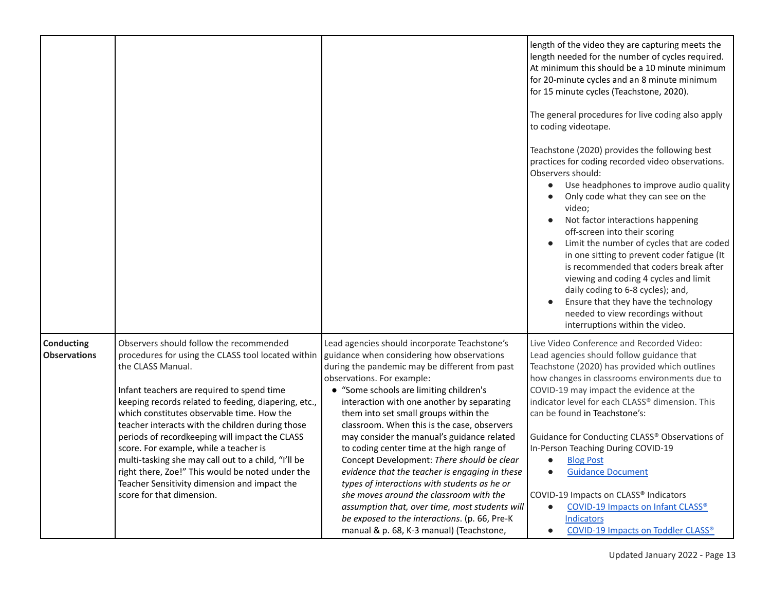| | | | |
|---|---|---|---|
| | | | length of the video they are capturing meets the length needed for the number of cycles required. At minimum this should be a 10 minute minimum for 20-minute cycles and an 8 minute minimum for 15 minute cycles (Teachstone, 2020).<br><br>The general procedures for live coding also apply to coding videotape.<br><br>Teachstone (2020) provides the following best practices for coding recorded video observations. Observers should:<br>● Use headphones to improve audio quality<br>● Only code what they can see on the video;<br>● Not factor interactions happening off-screen into their scoring<br>● Limit the number of cycles that are coded in one sitting to prevent coder fatigue (It is recommended that coders break after viewing and coding 4 cycles and limit daily coding to 6-8 cycles); and,<br>● Ensure that they have the technology needed to view recordings without interruptions within the video. |
| **Conducting Observations** | Observers should follow the recommended procedures for using the CLASS tool located within the CLASS Manual.<br><br>Infant teachers are required to spend time keeping records related to feeding, diapering, etc., which constitutes observable time. How the teacher interacts with the children during those periods of recordkeeping will impact the CLASS score. For example, while a teacher is multi-tasking she may call out to a child, "I'll be right there, Zoe!" This would be noted under the Teacher Sensitivity dimension and impact the score for that dimension. | Lead agencies should incorporate Teachstone's guidance when considering how observations during the pandemic may be different from past observations. For example:<br>● "Some schools are limiting children's interaction with one another by separating them into set small groups within the classroom. When this is the case, observers may consider the manual's guidance related to coding center time at the high range of Concept Development: *There should be clear evidence that the teacher is engaging in these types of interactions with students as he or she moves around the classroom with the assumption that, over time, most students will be exposed to the interactions*. (p. 66, Pre-K manual & p. 68, K-3 manual) (Teachstone, | Live Video Conference and Recorded Video: Lead agencies should follow guidance that Teachstone (2020) has provided which outlines how changes in classrooms environments due to COVID-19 may impact the evidence at the indicator level for each CLASS® dimension. This can be found in Teachstone's:<br><br>Guidance for Conducting CLASS® Observations of In-Person Teaching During COVID-19<br>● Blog Post<br>● Guidance Document<br><br>COVID-19 Impacts on CLASS® Indicators<br>● COVID-19 Impacts on Infant CLASS® Indicators<br>● COVID-19 Impacts on Toddler CLASS® |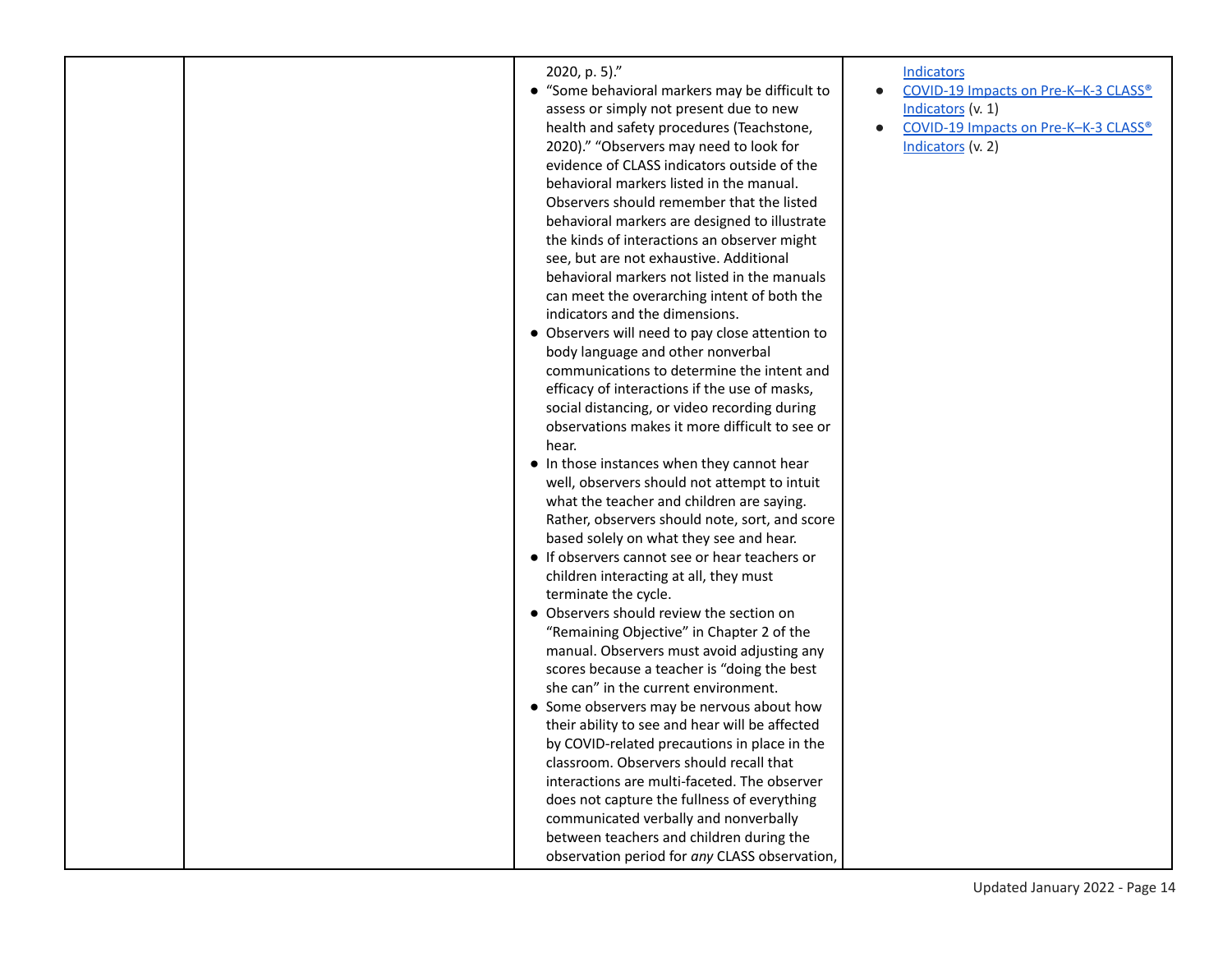| | | | |
|---|---|---|---|
| | | 2020, p. 5)."<br>• "Some behavioral markers may be difficult to assess or simply not present due to new health and safety procedures (Teachstone, 2020)." "Observers may need to look for evidence of CLASS indicators outside of the behavioral markers listed in the manual. Observers should remember that the listed behavioral markers are designed to illustrate the kinds of interactions an observer might see, but are not exhaustive. Additional behavioral markers not listed in the manuals can meet the overarching intent of both the indicators and the dimensions.<br>• Observers will need to pay close attention to body language and other nonverbal communications to determine the intent and efficacy of interactions if the use of masks, social distancing, or video recording during observations makes it more difficult to see or hear.<br>• In those instances when they cannot hear well, observers should not attempt to intuit what the teacher and children are saying. Rather, observers should note, sort, and score based solely on what they see and hear.<br>• If observers cannot see or hear teachers or children interacting at all, they must terminate the cycle.<br>• Observers should review the section on "Remaining Objective" in Chapter 2 of the manual. Observers must avoid adjusting any scores because a teacher is "doing the best she can" in the current environment.<br>• Some observers may be nervous about how their ability to see and hear will be affected by COVID-related precautions in place in the classroom. Observers should recall that interactions are multi-faceted. The observer does not capture the fullness of everything communicated verbally and nonverbally between teachers and children during the observation period for *any* CLASS observation, | Indicators<br>• COVID-19 Impacts on Pre-K–K-3 CLASS® Indicators (v. 1)<br>• COVID-19 Impacts on Pre-K–K-3 CLASS® Indicators (v. 2) |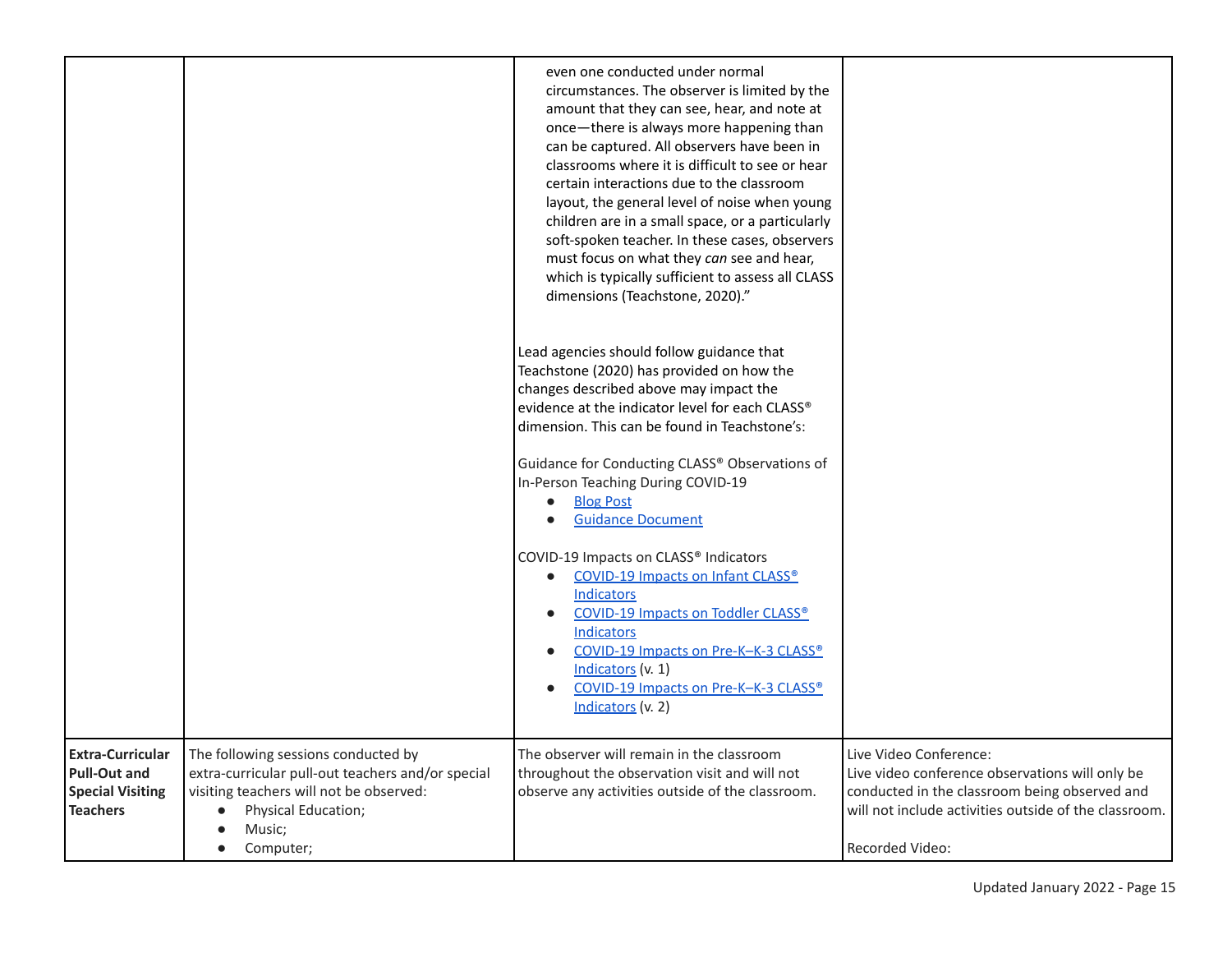| | | | |
|---|---|---|---|
| | | even one conducted under normal circumstances. The observer is limited by the amount that they can see, hear, and note at once—there is always more happening than can be captured. All observers have been in classrooms where it is difficult to see or hear certain interactions due to the classroom layout, the general level of noise when young children are in a small space, or a particularly soft-spoken teacher. In these cases, observers must focus on what they *can* see and hear, which is typically sufficient to assess all CLASS dimensions (Teachstone, 2020)."<br><br>Lead agencies should follow guidance that Teachstone (2020) has provided on how the changes described above may impact the evidence at the indicator level for each CLASS® dimension. This can be found in Teachstone's:<br><br>Guidance for Conducting CLASS® Observations of In-Person Teaching During COVID-19<br>• Blog Post<br>• Guidance Document<br><br>COVID-19 Impacts on CLASS® Indicators<br>• COVID-19 Impacts on Infant CLASS® Indicators<br>• COVID-19 Impacts on Toddler CLASS® Indicators<br>• COVID-19 Impacts on Pre-K–K-3 CLASS® Indicators (v. 1)<br>• COVID-19 Impacts on Pre-K–K-3 CLASS® Indicators (v. 2) | |
| **Extra-Curricular Pull-Out and Special Visiting Teachers** | The following sessions conducted by extra-curricular pull-out teachers and/or special visiting teachers will not be observed:<br>• Physical Education;<br>• Music;<br>• Computer; | The observer will remain in the classroom throughout the observation visit and will not observe any activities outside of the classroom. | Live Video Conference:<br>Live video conference observations will only be conducted in the classroom being observed and will not include activities outside of the classroom.<br><br>Recorded Video: |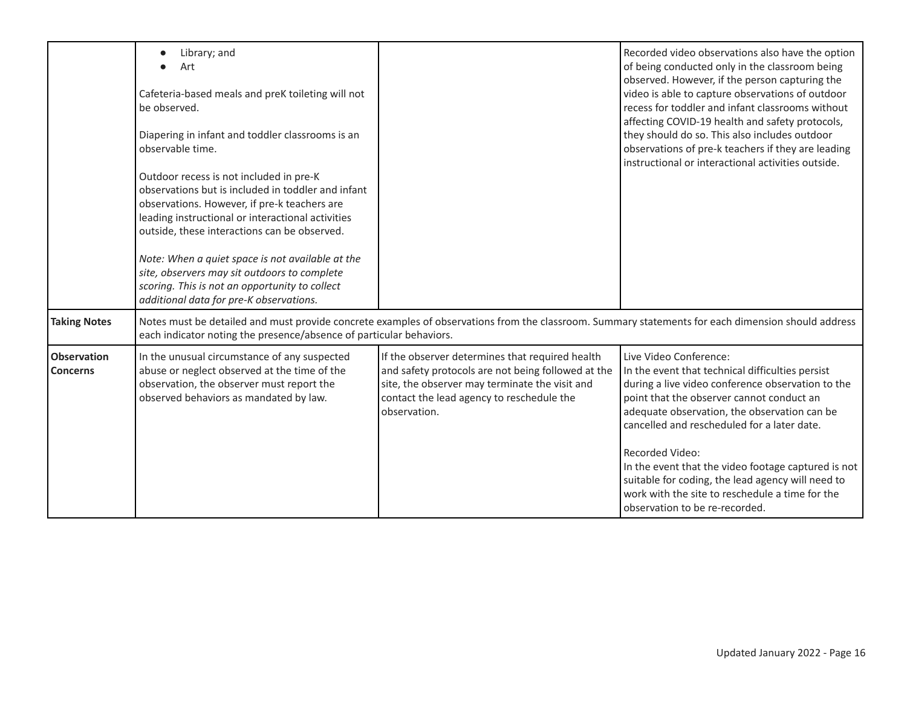| | | | |
|---|---|---|---|
| | • Library; and<br>• Art<br><br>Cafeteria-based meals and preK toileting will not be observed.<br><br>Diapering in infant and toddler classrooms is an observable time.<br><br>Outdoor recess is not included in pre-K observations but is included in toddler and infant observations. However, if pre-k teachers are leading instructional or interactional activities outside, these interactions can be observed.<br><br>*Note: When a quiet space is not available at the site, observers may sit outdoors to complete scoring. This is not an opportunity to collect additional data for pre-K observations.* | | Recorded video observations also have the option of being conducted only in the classroom being observed. However, if the person capturing the video is able to capture observations of outdoor recess for toddler and infant classrooms without affecting COVID-19 health and safety protocols, they should do so. This also includes outdoor observations of pre-k teachers if they are leading instructional or interactional activities outside. |
| **Taking Notes** | Notes must be detailed and must provide concrete examples of observations from the classroom. Summary statements for each dimension should address each indicator noting the presence/absence of particular behaviors. | | |
| **Observation Concerns** | In the unusual circumstance of any suspected abuse or neglect observed at the time of the observation, the observer must report the observed behaviors as mandated by law. | If the observer determines that required health and safety protocols are not being followed at the site, the observer may terminate the visit and contact the lead agency to reschedule the observation. | Live Video Conference:<br>In the event that technical difficulties persist during a live video conference observation to the point that the observer cannot conduct an adequate observation, the observation can be cancelled and rescheduled for a later date.<br><br>Recorded Video:<br>In the event that the video footage captured is not suitable for coding, the lead agency will need to work with the site to reschedule a time for the observation to be re-recorded. |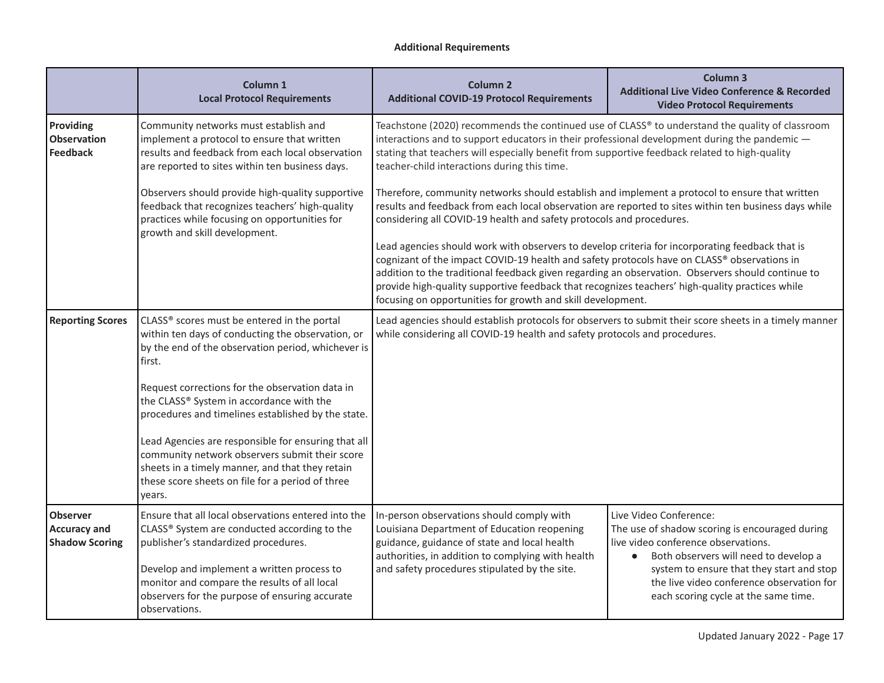**Additional Requirements**

| | Column 1<br>Local Protocol Requirements | Column 2<br>Additional COVID-19 Protocol Requirements | Column 3<br>Additional Live Video Conference & Recorded Video Protocol Requirements |
|---|---|---|---|
| **Providing Observation Feedback** | Community networks must establish and implement a protocol to ensure that written results and feedback from each local observation are reported to sites within ten business days.<br><br>Observers should provide high-quality supportive feedback that recognizes teachers' high-quality practices while focusing on opportunities for growth and skill development. | Teachstone (2020) recommends the continued use of CLASS® to understand the quality of classroom interactions and to support educators in their professional development during the pandemic — stating that teachers will especially benefit from supportive feedback related to high-quality teacher-child interactions during this time.<br><br>Therefore, community networks should establish and implement a protocol to ensure that written results and feedback from each local observation are reported to sites within ten business days while considering all COVID-19 health and safety protocols and procedures.<br><br>Lead agencies should work with observers to develop criteria for incorporating feedback that is cognizant of the impact COVID-19 health and safety protocols have on CLASS® observations in addition to the traditional feedback given regarding an observation. Observers should continue to provide high-quality supportive feedback that recognizes teachers' high-quality practices while focusing on opportunities for growth and skill development. | |
| **Reporting Scores** | CLASS® scores must be entered in the portal within ten days of conducting the observation, or by the end of the observation period, whichever is first.<br><br>Request corrections for the observation data in the CLASS® System in accordance with the procedures and timelines established by the state.<br><br>Lead Agencies are responsible for ensuring that all community network observers submit their score sheets in a timely manner, and that they retain these score sheets on file for a period of three years. | Lead agencies should establish protocols for observers to submit their score sheets in a timely manner while considering all COVID-19 health and safety protocols and procedures. | |
| **Observer Accuracy and Shadow Scoring** | Ensure that all local observations entered into the CLASS® System are conducted according to the publisher's standardized procedures.<br><br>Develop and implement a written process to monitor and compare the results of all local observers for the purpose of ensuring accurate observations. | In-person observations should comply with Louisiana Department of Education reopening guidance, guidance of state and local health authorities, in addition to complying with health and safety procedures stipulated by the site. | Live Video Conference:<br>The use of shadow scoring is encouraged during live video conference observations.<br>• Both observers will need to develop a system to ensure that they start and stop the live video conference observation for each scoring cycle at the same time. |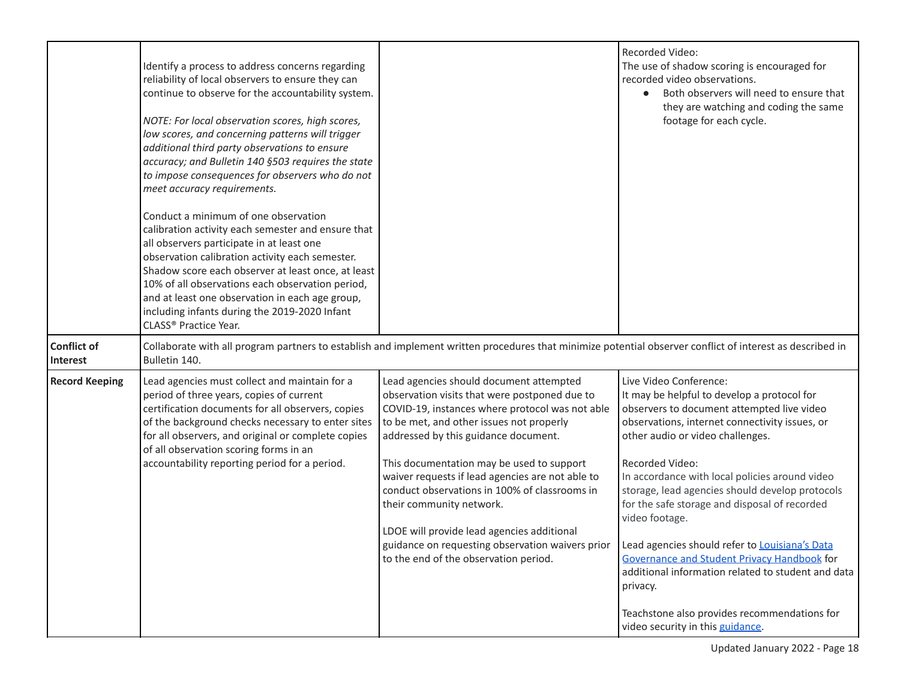| | | | |
|---|---|---|---|
| | Identify a process to address concerns regarding reliability of local observers to ensure they can continue to observe for the accountability system.<br><br>*NOTE: For local observation scores, high scores, low scores, and concerning patterns will trigger additional third party observations to ensure accuracy; and Bulletin 140 §503 requires the state to impose consequences for observers who do not meet accuracy requirements.*<br><br>Conduct a minimum of one observation calibration activity each semester and ensure that all observers participate in at least one observation calibration activity each semester. Shadow score each observer at least once, at least 10% of all observations each observation period, and at least one observation in each age group, including infants during the 2019-2020 Infant CLASS® Practice Year. | | Recorded Video:<br>The use of shadow scoring is encouraged for recorded video observations.<br>• Both observers will need to ensure that they are watching and coding the same footage for each cycle. |
| **Conflict of Interest** | Collaborate with all program partners to establish and implement written procedures that minimize potential observer conflict of interest as described in Bulletin 140. | | |
| **Record Keeping** | Lead agencies must collect and maintain for a period of three years, copies of current certification documents for all observers, copies of the background checks necessary to enter sites for all observers, and original or complete copies of all observation scoring forms in an accountability reporting period for a period. | Lead agencies should document attempted observation visits that were postponed due to COVID-19, instances where protocol was not able to be met, and other issues not properly addressed by this guidance document.<br><br>This documentation may be used to support waiver requests if lead agencies are not able to conduct observations in 100% of classrooms in their community network.<br><br>LDOE will provide lead agencies additional guidance on requesting observation waivers prior to the end of the observation period. | Live Video Conference:<br>It may be helpful to develop a protocol for observers to document attempted live video observations, internet connectivity issues, or other audio or video challenges.<br><br>Recorded Video:<br>In accordance with local policies around video storage, lead agencies should develop protocols for the safe storage and disposal of recorded video footage.<br><br>Lead agencies should refer to Louisiana's Data Governance and Student Privacy Handbook for additional information related to student and data privacy.<br><br>Teachstone also provides recommendations for video security in this guidance. |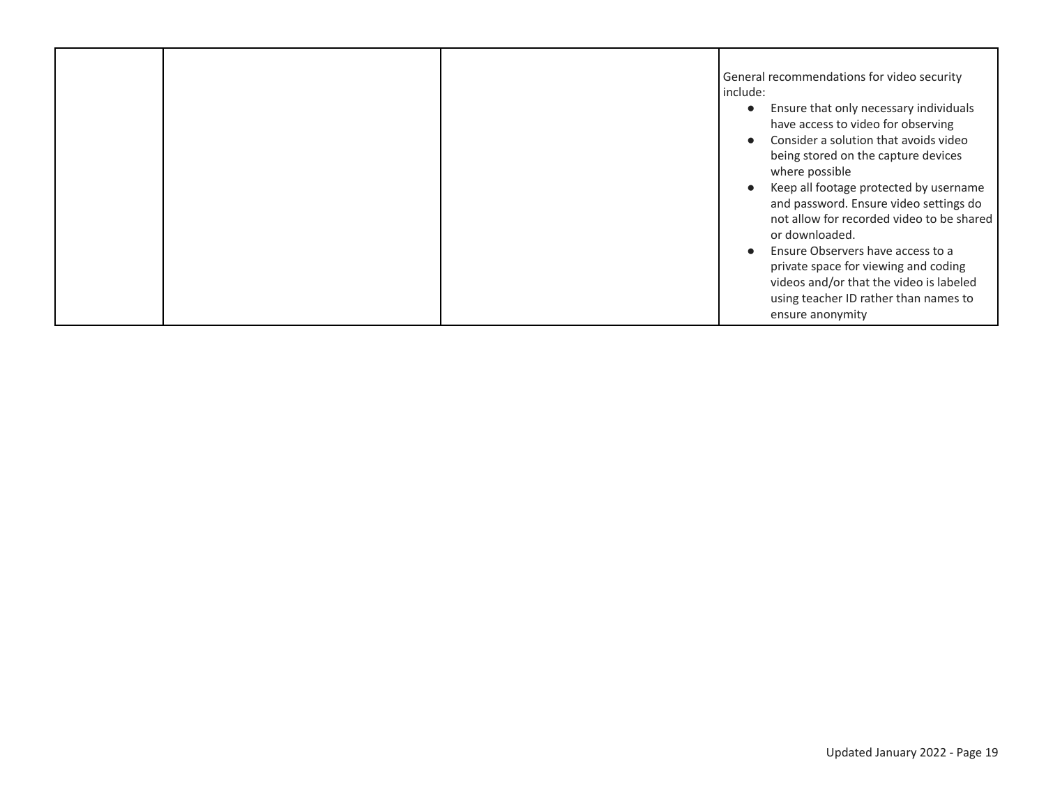| | | | |
|---|---|---|---|
| | | | General recommendations for video security include:<br>● Ensure that only necessary individuals have access to video for observing<br>● Consider a solution that avoids video being stored on the capture devices where possible<br>● Keep all footage protected by username and password. Ensure video settings do not allow for recorded video to be shared or downloaded.<br>● Ensure Observers have access to a private space for viewing and coding videos and/or that the video is labeled using teacher ID rather than names to ensure anonymity |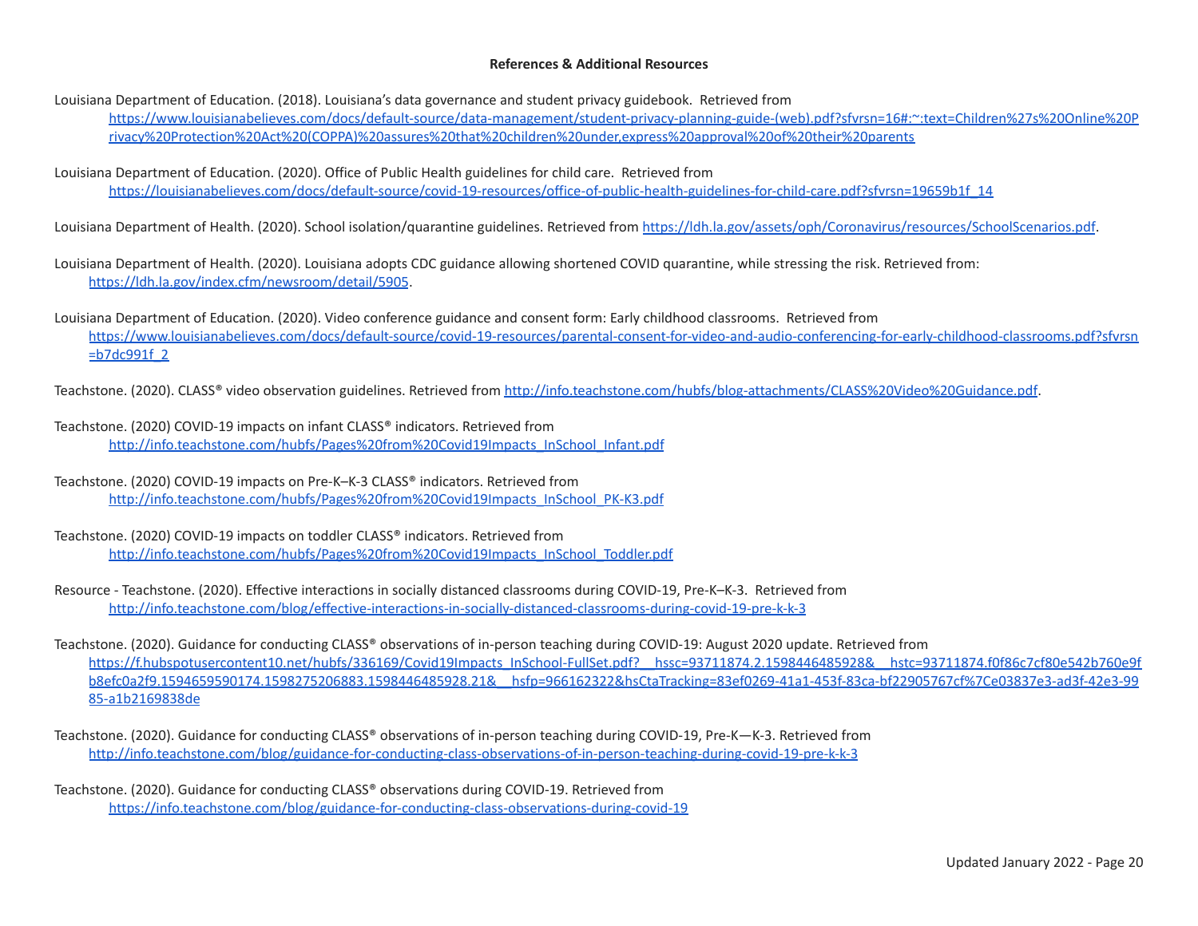**References & Additional Resources**

Louisiana Department of Education. (2018). Louisiana's data governance and student privacy guidebook. Retrieved from https://www.louisianabelieves.com/docs/default-source/data-management/student-privacy-planning-guide-(web).pdf?sfvrsn=16#:~:text=Children%27s%20Online%20Privacy%20Protection%20Act%20(COPPA)%20assures%20that%20children%20under,express%20approval%20of%20their%20parents

Louisiana Department of Education. (2020). Office of Public Health guidelines for child care. Retrieved from https://louisianabelieves.com/docs/default-source/covid-19-resources/office-of-public-health-guidelines-for-child-care.pdf?sfvrsn=19659b1f_14

Louisiana Department of Health. (2020). School isolation/quarantine guidelines. Retrieved from https://ldh.la.gov/assets/oph/Coronavirus/resources/SchoolScenarios.pdf.

Louisiana Department of Health. (2020). Louisiana adopts CDC guidance allowing shortened COVID quarantine, while stressing the risk. Retrieved from: https://ldh.la.gov/index.cfm/newsroom/detail/5905.

Louisiana Department of Education. (2020). Video conference guidance and consent form: Early childhood classrooms. Retrieved from https://www.louisianabelieves.com/docs/default-source/covid-19-resources/parental-consent-for-video-and-audio-conferencing-for-early-childhood-classrooms.pdf?sfvrsn=b7dc991f_2

Teachstone. (2020). CLASS® video observation guidelines. Retrieved from http://info.teachstone.com/hubfs/blog-attachments/CLASS%20Video%20Guidance.pdf.

Teachstone. (2020) COVID-19 impacts on infant CLASS® indicators. Retrieved from http://info.teachstone.com/hubfs/Pages%20from%20Covid19Impacts_InSchool_Infant.pdf

Teachstone. (2020) COVID-19 impacts on Pre-K–K-3 CLASS® indicators. Retrieved from http://info.teachstone.com/hubfs/Pages%20from%20Covid19Impacts_InSchool_PK-K3.pdf

Teachstone. (2020) COVID-19 impacts on toddler CLASS® indicators. Retrieved from http://info.teachstone.com/hubfs/Pages%20from%20Covid19Impacts_InSchool_Toddler.pdf

Resource - Teachstone. (2020). Effective interactions in socially distanced classrooms during COVID-19, Pre-K–K-3. Retrieved from http://info.teachstone.com/blog/effective-interactions-in-socially-distanced-classrooms-during-covid-19-pre-k-k-3

Teachstone. (2020). Guidance for conducting CLASS® observations of in-person teaching during COVID-19: August 2020 update. Retrieved from https://f.hubspotusercontent10.net/hubfs/336169/Covid19Impacts_InSchool-FullSet.pdf?__hssc=93711874.2.1598446485928&__hstc=93711874.f0f86c7cf80e542b760e9fb8efc0a2f9.1594659590174.1598275206883.1598446485928.21&__hsfp=966162322&hsCtaTracking=83ef0269-41a1-453f-83ca-bf22905767cf%7Ce03837e3-ad3f-42e3-9985-a1b2169838de

Teachstone. (2020). Guidance for conducting CLASS® observations of in-person teaching during COVID-19, Pre-K—K-3. Retrieved from http://info.teachstone.com/blog/guidance-for-conducting-class-observations-of-in-person-teaching-during-covid-19-pre-k-k-3

Teachstone. (2020). Guidance for conducting CLASS® observations during COVID-19. Retrieved from https://info.teachstone.com/blog/guidance-for-conducting-class-observations-during-covid-19